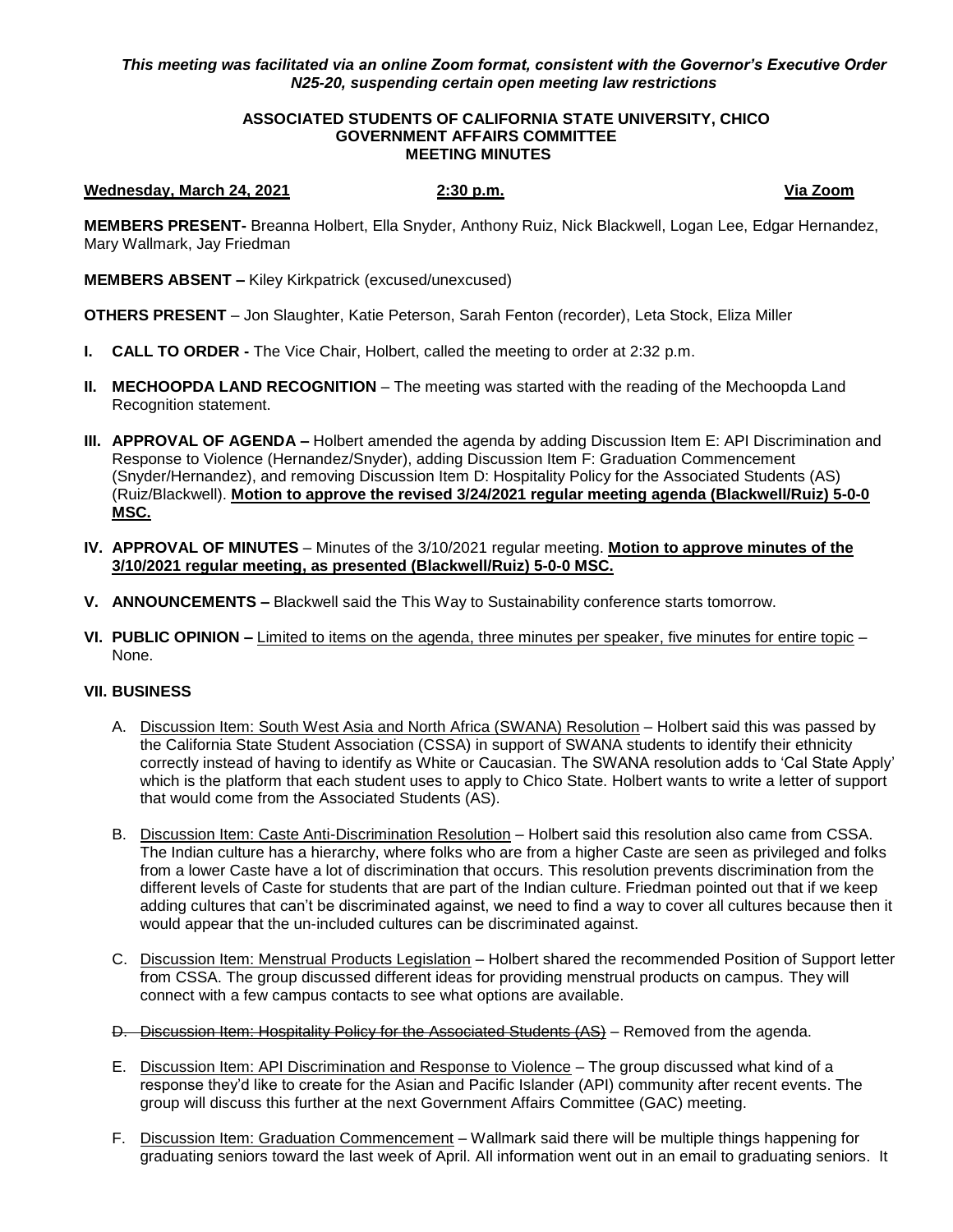***This meeting was facilitated via an online Zoom format, consistent with the Governor's Executive Order N25-20, suspending certain open meeting law restrictions***

**ASSOCIATED STUDENTS OF CALIFORNIA STATE UNIVERSITY, CHICO**
**GOVERNMENT AFFAIRS COMMITTEE**
**MEETING MINUTES**

**Wednesday, March 24, 2021** **2:30 p.m.** **Via Zoom**

**MEMBERS PRESENT-** Breanna Holbert, Ella Snyder, Anthony Ruiz, Nick Blackwell, Logan Lee, Edgar Hernandez, Mary Wallmark, Jay Friedman

**MEMBERS ABSENT –** Kiley Kirkpatrick (excused/unexcused)

**OTHERS PRESENT** – Jon Slaughter, Katie Peterson, Sarah Fenton (recorder), Leta Stock, Eliza Miller

**I. CALL TO ORDER -** The Vice Chair, Holbert, called the meeting to order at 2:32 p.m.

**II. MECHOOPDA LAND RECOGNITION** – The meeting was started with the reading of the Mechoopda Land Recognition statement.

**III. APPROVAL OF AGENDA –** Holbert amended the agenda by adding Discussion Item E: API Discrimination and Response to Violence (Hernandez/Snyder), adding Discussion Item F: Graduation Commencement (Snyder/Hernandez), and removing Discussion Item D: Hospitality Policy for the Associated Students (AS) (Ruiz/Blackwell). **Motion to approve the revised 3/24/2021 regular meeting agenda (Blackwell/Ruiz) 5-0-0 MSC.**

**IV. APPROVAL OF MINUTES** – Minutes of the 3/10/2021 regular meeting. **Motion to approve minutes of the 3/10/2021 regular meeting, as presented (Blackwell/Ruiz) 5-0-0 MSC.**

**V. ANNOUNCEMENTS –** Blackwell said the This Way to Sustainability conference starts tomorrow.

**VI. PUBLIC OPINION –** Limited to items on the agenda, three minutes per speaker, five minutes for entire topic – None.

**VII. BUSINESS**

A. Discussion Item: South West Asia and North Africa (SWANA) Resolution – Holbert said this was passed by the California State Student Association (CSSA) in support of SWANA students to identify their ethnicity correctly instead of having to identify as White or Caucasian. The SWANA resolution adds to 'Cal State Apply' which is the platform that each student uses to apply to Chico State. Holbert wants to write a letter of support that would come from the Associated Students (AS).

B. Discussion Item: Caste Anti-Discrimination Resolution – Holbert said this resolution also came from CSSA. The Indian culture has a hierarchy, where folks who are from a higher Caste are seen as privileged and folks from a lower Caste have a lot of discrimination that occurs. This resolution prevents discrimination from the different levels of Caste for students that are part of the Indian culture. Friedman pointed out that if we keep adding cultures that can't be discriminated against, we need to find a way to cover all cultures because then it would appear that the un-included cultures can be discriminated against.

C. Discussion Item: Menstrual Products Legislation – Holbert shared the recommended Position of Support letter from CSSA. The group discussed different ideas for providing menstrual products on campus. They will connect with a few campus contacts to see what options are available.

D. ~~Discussion Item: Hospitality Policy for the Associated Students (AS)~~ – Removed from the agenda.

E. Discussion Item: API Discrimination and Response to Violence – The group discussed what kind of a response they'd like to create for the Asian and Pacific Islander (API) community after recent events. The group will discuss this further at the next Government Affairs Committee (GAC) meeting.

F. Discussion Item: Graduation Commencement – Wallmark said there will be multiple things happening for graduating seniors toward the last week of April. All information went out in an email to graduating seniors. It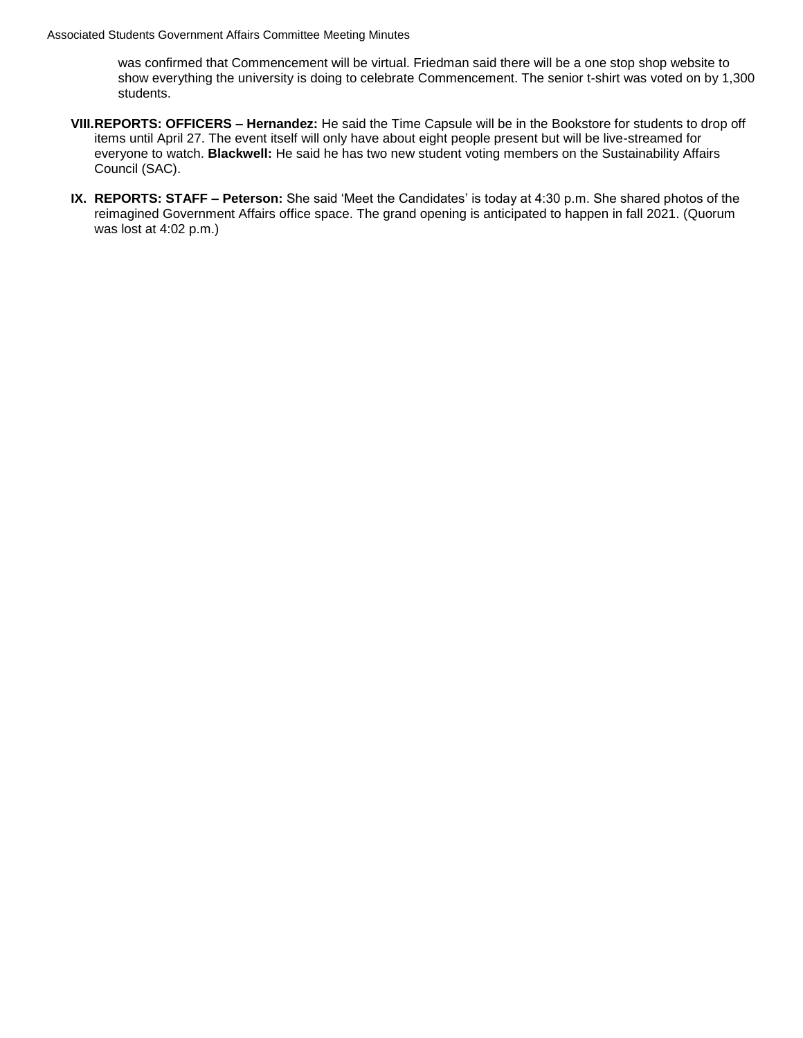was confirmed that Commencement will be virtual. Friedman said there will be a one stop shop website to show everything the university is doing to celebrate Commencement. The senior t-shirt was voted on by 1,300 students.

**VIII. REPORTS: OFFICERS – Hernandez:** He said the Time Capsule will be in the Bookstore for students to drop off items until April 27. The event itself will only have about eight people present but will be live-streamed for everyone to watch. **Blackwell:** He said he has two new student voting members on the Sustainability Affairs Council (SAC).

**IX. REPORTS: STAFF – Peterson:** She said 'Meet the Candidates' is today at 4:30 p.m. She shared photos of the reimagined Government Affairs office space. The grand opening is anticipated to happen in fall 2021. (Quorum was lost at 4:02 p.m.)